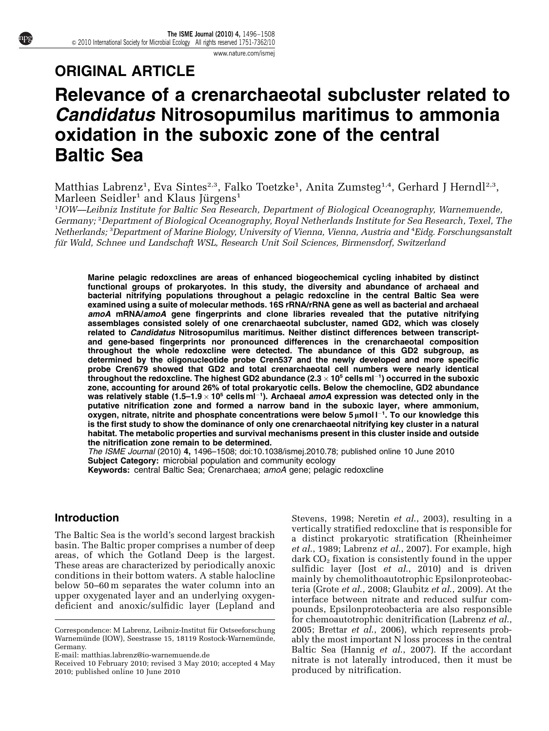## ORIGINAL ARTICLE

# Relevance of a crenarchaeotal subcluster related to *Candidatus* Nitrosopumilus maritimus to ammonia oxidation in the suboxic zone of the central Baltic Sea

Matthias Labrenz[1], Eva Sintes[2,3], Falko Toetzke[1], Anita Zumsteg[1,4], Gerhard J Herndl[2,3], Marleen Seidler[1] and Klaus Jürgens[1]

[1]*IOW—Leibniz Institute for Baltic Sea Research, Department of Biological Oceanography, Warnemuende, Germany;* [2]*Department of Biological Oceanography, Royal Netherlands Institute for Sea Research, Texel, The Netherlands;* [3]*Department of Marine Biology, University of Vienna, Vienna, Austria and* [4]*Eidg. Forschungsanstalt für Wald, Schnee und Landschaft WSL, Research Unit Soil Sciences, Birmensdorf, Switzerland*

**Marine pelagic redoxclines are areas of enhanced biogeochemical cycling inhabited by distinct functional groups of prokaryotes. In this study, the diversity and abundance of archaeal and bacterial nitrifying populations throughout a pelagic redoxcline in the central Baltic Sea were examined using a suite of molecular methods. 16S rRNA/rRNA gene as well as bacterial and archaeal *amoA* mRNA/*amoA* gene fingerprints and clone libraries revealed that the putative nitrifying assemblages consisted solely of one crenarchaeotal subcluster, named GD2, which was closely related to *Candidatus* Nitrosopumilus maritimus. Neither distinct differences between transcript- and gene-based fingerprints nor pronounced differences in the crenarchaeotal composition throughout the whole redoxcline were detected. The abundance of this GD2 subgroup, as determined by the oligonucleotide probe Cren537 and the newly developed and more specific probe Cren679 showed that GD2 and total crenarchaeotal cell numbers were nearly identical throughout the redoxcline. The highest GD2 abundance ($2.3 \times 10^5$ cells ml$^{-1}$) occurred in the suboxic zone, accounting for around 26% of total prokaryotic cells. Below the chemocline, GD2 abundance was relatively stable ($1.5$–$1.9 \times 10^5$ cells ml$^{-1}$). Archaeal *amoA* expression was detected only in the putative nitrification zone and formed a narrow band in the suboxic layer, where ammonium, oxygen, nitrate, nitrite and phosphate concentrations were below 5 µmol l$^{-1}$. To our knowledge this is the first study to show the dominance of only one crenarchaeotal nitrifying key cluster in a natural habitat. The metabolic properties and survival mechanisms present in this cluster inside and outside the nitrification zone remain to be determined.**

*The ISME Journal* (2010) **4**, 1496–1508; doi:10.1038/ismej.2010.78; published online 10 June 2010

**Subject Category:** microbial population and community ecology

**Keywords:** central Baltic Sea; Crenarchaea; *amoA* gene; pelagic redoxcline

## Introduction

The Baltic Sea is the world's second largest brackish basin. The Baltic proper comprises a number of deep areas, of which the Gotland Deep is the largest. These areas are characterized by periodically anoxic conditions in their bottom waters. A stable halocline below 50–60 m separates the water column into an upper oxygenated layer and an underlying oxygen-deficient and anoxic/sulfidic layer (Lepland and Stevens, 1998; Neretin *et al.*, 2003), resulting in a vertically stratified redoxcline that is responsible for a distinct prokaryotic stratification (Rheinheimer *et al.*, 1989; Labrenz *et al.*, 2007). For example, high dark $CO_2$ fixation is consistently found in the upper sulfidic layer (Jost *et al.*, 2010) and is driven mainly by chemolithoautotrophic Epsilonproteobacteria (Grote *et al.*, 2008; Glaubitz *et al.*, 2009). At the interface between nitrate and reduced sulfur compounds, Epsilonproteobacteria are also responsible for chemoautotrophic denitrification (Labrenz *et al.*, 2005; Brettar *et al.*, 2006), which represents probably the most important N loss process in the central Baltic Sea (Hannig *et al.*, 2007). If the accordant nitrate is not laterally introduced, then it must be produced by nitrification.

Correspondence: M Labrenz, Leibniz-Institut für Ostseeforschung Warnemünde (IOW), Seestrasse 15, 18119 Rostock-Warnemünde, Germany.
E-mail: matthias.labrenz@io-warnemuende.de

Received 10 February 2010; revised 3 May 2010; accepted 4 May 2010; published online 10 June 2010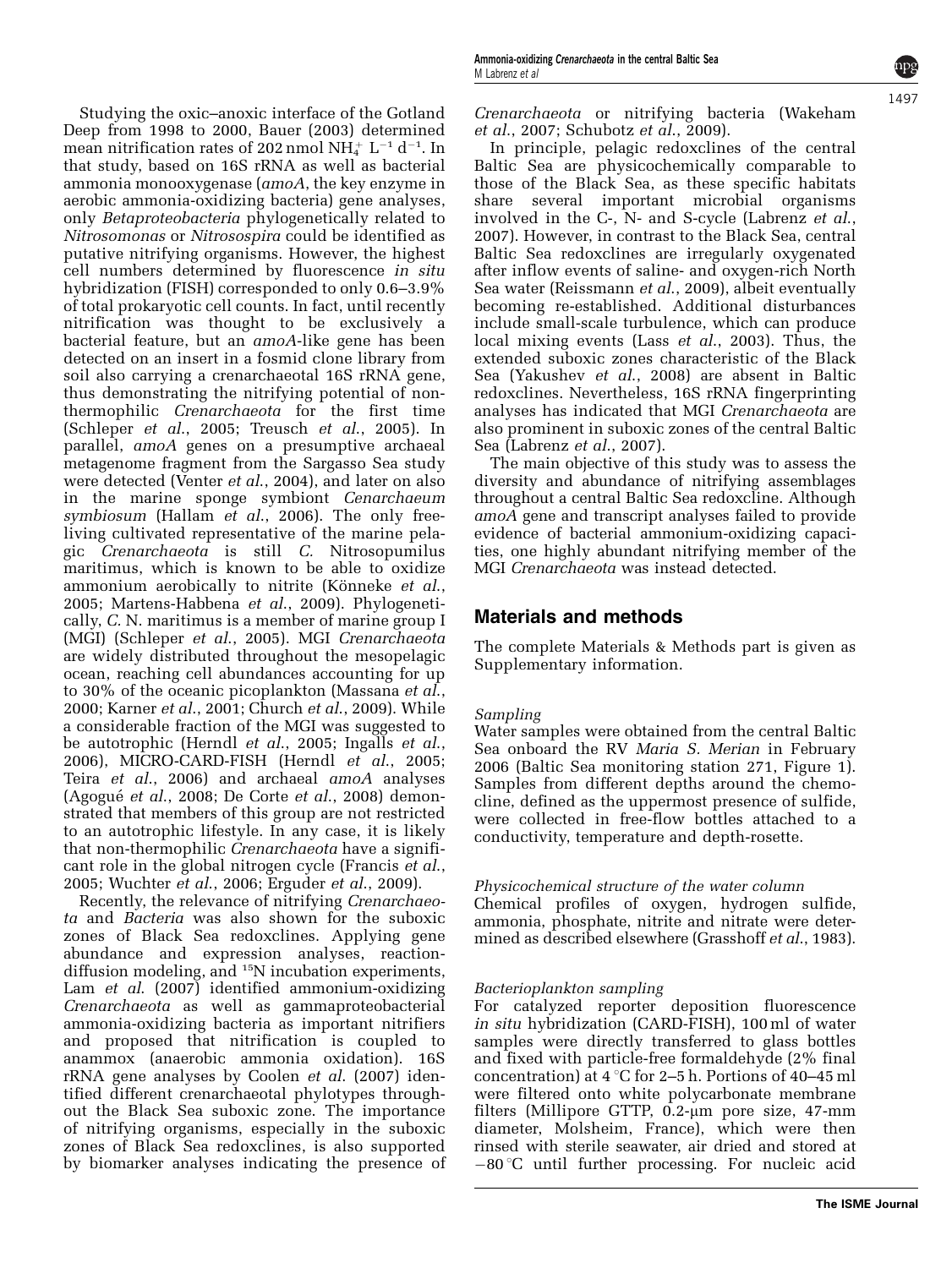Studying the oxic–anoxic interface of the Gotland Deep from 1998 to 2000, Bauer (2003) determined mean nitrification rates of 202 nmol $NH_4^+$ $L^{-1}$ $d^{-1}$. In that study, based on 16S rRNA as well as bacterial ammonia monooxygenase (*amoA*, the key enzyme in aerobic ammonia-oxidizing bacteria) gene analyses, only *Betaproteobacteria* phylogenetically related to *Nitrosomonas* or *Nitrosospira* could be identified as putative nitrifying organisms. However, the highest cell numbers determined by fluorescence *in situ* hybridization (FISH) corresponded to only 0.6–3.9% of total prokaryotic cell counts. In fact, until recently nitrification was thought to be exclusively a bacterial feature, but an *amoA*-like gene has been detected on an insert in a fosmid clone library from soil also carrying a crenarchaeotal 16S rRNA gene, thus demonstrating the nitrifying potential of non-thermophilic *Crenarchaeota* for the first time (Schleper *et al.*, 2005; Treusch *et al.*, 2005). In parallel, *amoA* genes on a presumptive archaeal metagenome fragment from the Sargasso Sea study were detected (Venter *et al.*, 2004), and later on also in the marine sponge symbiont *Cenarchaeum symbiosum* (Hallam *et al.*, 2006). The only free-living cultivated representative of the marine pelagic *Crenarchaeota* is still *C.* Nitrosopumilus maritimus, which is known to be able to oxidize ammonium aerobically to nitrite (Könneke *et al.*, 2005; Martens-Habbena *et al.*, 2009). Phylogenetically, *C.* N. maritimus is a member of marine group I (MGI) (Schleper *et al.*, 2005). MGI *Crenarchaeota* are widely distributed throughout the mesopelagic ocean, reaching cell abundances accounting for up to 30% of the oceanic picoplankton (Massana *et al.*, 2000; Karner *et al.*, 2001; Church *et al.*, 2009). While a considerable fraction of the MGI was suggested to be autotrophic (Herndl *et al.*, 2005; Ingalls *et al.*, 2006), MICRO-CARD-FISH (Herndl *et al.*, 2005; Teira *et al.*, 2006) and archaeal *amoA* analyses (Agogué *et al.*, 2008; De Corte *et al.*, 2008) demonstrated that members of this group are not restricted to an autotrophic lifestyle. In any case, it is likely that non-thermophilic *Crenarchaeota* have a significant role in the global nitrogen cycle (Francis *et al.*, 2005; Wuchter *et al.*, 2006; Erguder *et al.*, 2009).

Recently, the relevance of nitrifying *Crenarchaeota* and *Bacteria* was also shown for the suboxic zones of Black Sea redoxclines. Applying gene abundance and expression analyses, reaction-diffusion modeling, and $^{15}N$ incubation experiments, Lam *et al.* (2007) identified ammonium-oxidizing *Crenarchaeota* as well as gammaproteobacterial ammonia-oxidizing bacteria as important nitrifiers and proposed that nitrification is coupled to anammox (anaerobic ammonia oxidation). 16S rRNA gene analyses by Coolen *et al.* (2007) identified different crenarchaeotal phylotypes throughout the Black Sea suboxic zone. The importance of nitrifying organisms, especially in the suboxic zones of Black Sea redoxclines, is also supported by biomarker analyses indicating the presence of *Crenarchaeota* or nitrifying bacteria (Wakeham *et al.*, 2007; Schubotz *et al.*, 2009).

In principle, pelagic redoxclines of the central Baltic Sea are physicochemically comparable to those of the Black Sea, as these specific habitats share several important microbial organisms involved in the C-, N- and S-cycle (Labrenz *et al.*, 2007). However, in contrast to the Black Sea, central Baltic Sea redoxclines are irregularly oxygenated after inflow events of saline- and oxygen-rich North Sea water (Reissmann *et al.*, 2009), albeit eventually becoming re-established. Additional disturbances include small-scale turbulence, which can produce local mixing events (Lass *et al.*, 2003). Thus, the extended suboxic zones characteristic of the Black Sea (Yakushev *et al.*, 2008) are absent in Baltic redoxclines. Nevertheless, 16S rRNA fingerprinting analyses has indicated that MGI *Crenarchaeota* are also prominent in suboxic zones of the central Baltic Sea (Labrenz *et al.*, 2007).

The main objective of this study was to assess the diversity and abundance of nitrifying assemblages throughout a central Baltic Sea redoxcline. Although *amoA* gene and transcript analyses failed to provide evidence of bacterial ammonium-oxidizing capacities, one highly abundant nitrifying member of the MGI *Crenarchaeota* was instead detected.

## Materials and methods

The complete Materials & Methods part is given as Supplementary information.

### *Sampling*

Water samples were obtained from the central Baltic Sea onboard the RV *Maria S. Merian* in February 2006 (Baltic Sea monitoring station 271, Figure 1). Samples from different depths around the chemocline, defined as the uppermost presence of sulfide, were collected in free-flow bottles attached to a conductivity, temperature and depth-rosette.

### *Physicochemical structure of the water column*

Chemical profiles of oxygen, hydrogen sulfide, ammonia, phosphate, nitrite and nitrate were determined as described elsewhere (Grasshoff *et al.*, 1983).

### *Bacterioplankton sampling*

For catalyzed reporter deposition fluorescence *in situ* hybridization (CARD-FISH), 100 ml of water samples were directly transferred to glass bottles and fixed with particle-free formaldehyde (2% final concentration) at 4 °C for 2–5 h. Portions of 40–45 ml were filtered onto white polycarbonate membrane filters (Millipore GTTP, 0.2-μm pore size, 47-mm diameter, Molsheim, France), which were then rinsed with sterile seawater, air dried and stored at −80 °C until further processing. For nucleic acid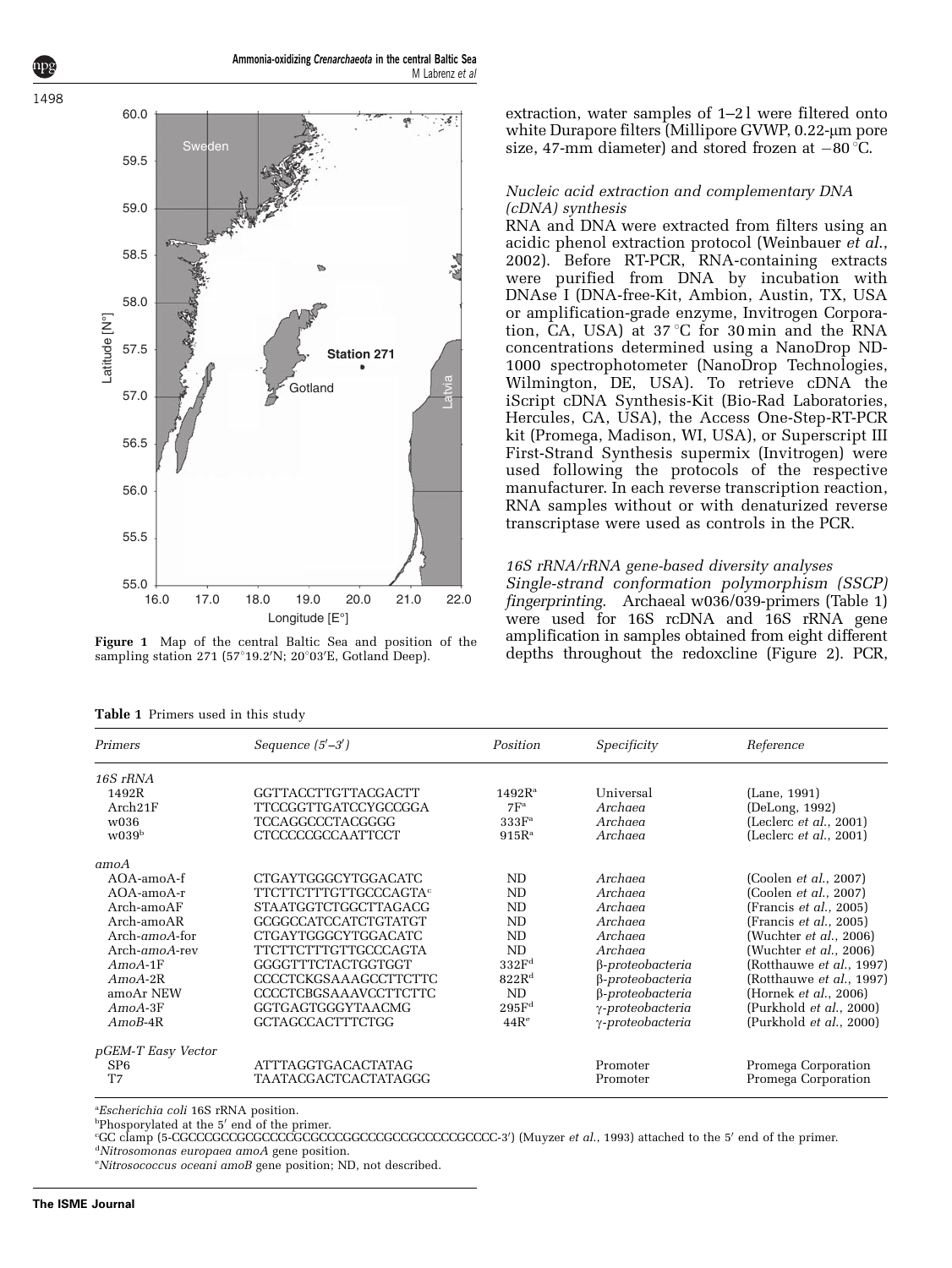Figure 1 Map of the central Baltic Sea and position of the sampling station 271 (57°19.2′N; 20°03′E, Gotland Deep).

extraction, water samples of 1–2 l were filtered onto white Durapore filters (Millipore GVWP, 0.22-μm pore size, 47-mm diameter) and stored frozen at −80 °C.

### *Nucleic acid extraction and complementary DNA (cDNA) synthesis*

RNA and DNA were extracted from filters using an acidic phenol extraction protocol (Weinbauer *et al.*, 2002). Before RT-PCR, RNA-containing extracts were purified from DNA by incubation with DNAse I (DNA-free-Kit, Ambion, Austin, TX, USA or amplification-grade enzyme, Invitrogen Corporation, CA, USA) at 37 °C for 30 min and the RNA concentrations determined using a NanoDrop ND-1000 spectrophotometer (NanoDrop Technologies, Wilmington, DE, USA). To retrieve cDNA the iScript cDNA Synthesis-Kit (Bio-Rad Laboratories, Hercules, CA, USA), the Access One-Step-RT-PCR kit (Promega, Madison, WI, USA), or Superscript III First-Strand Synthesis supermix (Invitrogen) were used following the protocols of the respective manufacturer. In each reverse transcription reaction, RNA samples without or with denaturized reverse transcriptase were used as controls in the PCR.

### *16S rRNA/rRNA gene-based diversity analyses*

*Single-strand conformation polymorphism (SSCP) fingerprinting.* Archaeal w036/039-primers (Table 1) were used for 16S rcDNA and 16S rRNA gene amplification in samples obtained from eight different depths throughout the redoxcline (Figure 2). PCR,

**Table 1** Primers used in this study

| Primers | Sequence (5′–3′) | Position | Specificity | Reference |
|---|---|---|---|---|
| *16S rRNA* | | | | |
| 1492R | GGTTACCTTGTTACGACTT | 1492R[a] | Universal | (Lane, 1991) |
| Arch21F | TTCCGGTTGATCCYGCCGGA | 7F[a] | *Archaea* | (DeLong, 1992) |
| w036 | TCCAGGCCCTACGGGG | 333F[a] | *Archaea* | (Leclerc *et al.*, 2001) |
| w039[b] | CTCCCCCGCCAATTCCT | 915R[a] | *Archaea* | (Leclerc *et al.*, 2001) |
| *amoA* | | | | |
| AOA-amoA-f | CTGAYTGGGCYTGGACATC | ND | *Archaea* | (Coolen *et al.*, 2007) |
| AOA-amoA-r | TTCTTCTTTGTTGCCCAGTA[c] | ND | *Archaea* | (Coolen *et al.*, 2007) |
| Arch-amoAF | STAATGGTCTGGCTTAGACG | ND | *Archaea* | (Francis *et al.*, 2005) |
| Arch-amoAR | GCGGCCATCCATCTGTATGT | ND | *Archaea* | (Francis *et al.*, 2005) |
| Arch-*amoA*-for | CTGAYTGGGCYTGGACATC | ND | *Archaea* | (Wuchter *et al.*, 2006) |
| Arch-*amoA*-rev | TTCTTCTTTGTTGCCCAGTA | ND | *Archaea* | (Wuchter *et al.*, 2006) |
| *AmoA*-1F | GGGGTTTCTACTGGTGGT | 332F[d] | β-*proteobacteria* | (Rotthauwe *et al.*, 1997) |
| *AmoA*-2R | CCCCTCKGSAAAGCCTTCTTC | 822R[d] | β-*proteobacteria* | (Rotthauwe *et al.*, 1997) |
| amoAr NEW | CCCCTCBGSAAAVCCTTCTTC | ND | β-*proteobacteria* | (Hornek *et al.*, 2006) |
| *AmoA*-3F | GGTGAGTGGGYTAACMG | 295F[d] | γ-*proteobacteria* | (Purkhold *et al.*, 2000) |
| *AmoB*-4R | GCTAGCCACTTTCTGG | 44R[e] | γ-*proteobacteria* | (Purkhold *et al.*, 2000) |
| *pGEM-T Easy Vector* | | | | |
| SP6 | ATTTAGGTGACACTATAG | | Promoter | Promega Corporation |
| T7 | TAATACGACTCACTATAGGG | | Promoter | Promega Corporation |

[a] *Escherichia coli* 16S rRNA position.
[b] Phosporylated at the 5′ end of the primer.
[c] GC clamp (5-CGCCCGCCGCGCCCCGCGCCCGGCCCGCCGCCCCCGCCCC-3′) (Muyzer *et al.*, 1993) attached to the 5′ end of the primer.
[d] *Nitrosomonas europaea amoA* gene position.
[e] *Nitrosococcus oceani amoB* gene position; ND, not described.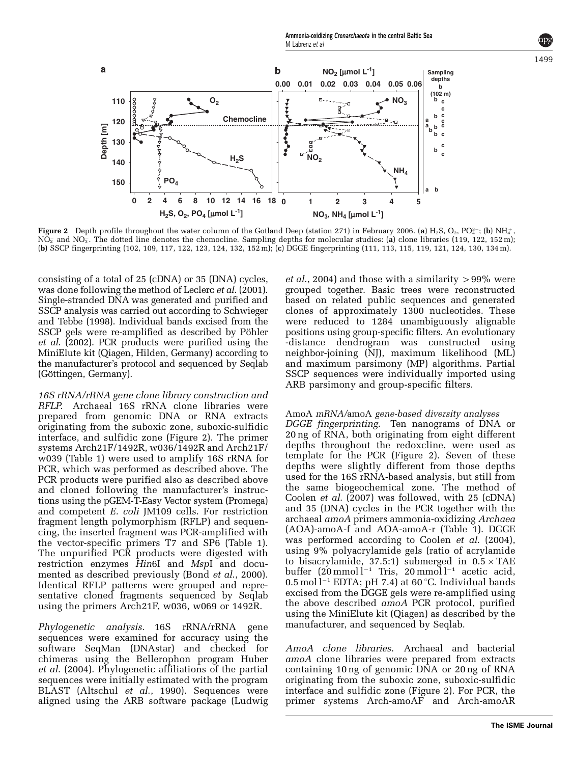**Figure 2** Depth profile throughout the water column of the Gotland Deep (station 271) in February 2006. (**a**) $H_2S$, $O_2$, $PO_4^{3-}$; (**b**) $NH_4^+$, $NO_2^-$ and $NO_3^-$. The dotted line denotes the chemocline. Sampling depths for molecular studies: (**a**) clone libraries (119, 122, 152 m); (**b**) SSCP fingerprinting (102, 109, 117, 122, 123, 124, 132, 152 m); (**c**) DGGE fingerprinting (111, 113, 115, 119, 121, 124, 130, 134 m).

consisting of a total of 25 (cDNA) or 35 (DNA) cycles, was done following the method of Leclerc *et al.* (2001). Single-stranded DNA was generated and purified and SSCP analysis was carried out according to Schwieger and Tebbe (1998). Individual bands excised from the SSCP gels were re-amplified as described by Pöhler *et al.* (2002). PCR products were purified using the MiniElute kit (Qiagen, Hilden, Germany) according to the manufacturer's protocol and sequenced by Seqlab (Göttingen, Germany).

*16S rRNA/rRNA gene clone library construction and RFLP.* Archaeal 16S rRNA clone libraries were prepared from genomic DNA or RNA extracts originating from the suboxic zone, suboxic-sulfidic interface, and sulfidic zone (Figure 2). The primer systems Arch21F/1492R, w036/1492R and Arch21F/w039 (Table 1) were used to amplify 16S rRNA for PCR, which was performed as described above. The PCR products were purified also as described above and cloned following the manufacturer's instructions using the pGEM-T-Easy Vector system (Promega) and competent *E. coli* JM109 cells. For restriction fragment length polymorphism (RFLP) and sequencing, the inserted fragment was PCR-amplified with the vector-specific primers T7 and SP6 (Table 1). The unpurified PCR products were digested with restriction enzymes *Hin*6I and *Msp*I and documented as described previously (Bond *et al.*, 2000). Identical RFLP patterns were grouped and representative cloned fragments sequenced by Seqlab using the primers Arch21F, w036, w069 or 1492R.

*Phylogenetic analysis.* 16S rRNA/rRNA gene sequences were examined for accuracy using the software SeqMan (DNAstar) and checked for chimeras using the Bellerophon program Huber *et al.* (2004). Phylogenetic affiliations of the partial sequences were initially estimated with the program BLAST (Altschul *et al.*, 1990). Sequences were aligned using the ARB software package (Ludwig *et al.*, 2004) and those with a similarity >99% were grouped together. Basic trees were reconstructed based on related public sequences and generated clones of approximately 1300 nucleotides. These were reduced to 1284 unambiguously alignable positions using group-specific filters. An evolutionary -distance dendrogram was constructed using neighbor-joining (NJ), maximum likelihood (ML) and maximum parsimony (MP) algorithms. Partial SSCP sequences were individually imported using ARB parsimony and group-specific filters.

AmoA *mRNA/*amoA *gene-based diversity analyses*

*DGGE fingerprinting.* Ten nanograms of DNA or 20 ng of RNA, both originating from eight different depths throughout the redoxcline, were used as template for the PCR (Figure 2). Seven of these depths were slightly different from those depths used for the 16S rRNA-based analysis, but still from the same biogeochemical zone. The method of Coolen *et al.* (2007) was followed, with 25 (cDNA) and 35 (DNA) cycles in the PCR together with the archaeal *amoA* primers ammonia-oxidizing *Archaea* (AOA)-amoA-f and AOA-amoA-r (Table 1). DGGE was performed according to Coolen *et al.* (2004), using 9% polyacrylamide gels (ratio of acrylamide to bisacrylamide, 37.5:1) submerged in 0.5 × TAE buffer ($20\,mmol\,l^{-1}$ Tris, $20\,mmol\,l^{-1}$ acetic acid, $0.5\,mol\,l^{-1}$ EDTA; pH 7.4) at 60 °C. Individual bands excised from the DGGE gels were re-amplified using the above described *amoA* PCR protocol, purified using the MiniElute kit (Qiagen) as described by the manufacturer, and sequenced by Seqlab.

*AmoA clone libraries.* Archaeal and bacterial *amoA* clone libraries were prepared from extracts containing 10 ng of genomic DNA or 20 ng of RNA originating from the suboxic zone, suboxic-sulfidic interface and sulfidic zone (Figure 2). For PCR, the primer systems Arch-amoAF and Arch-amoAR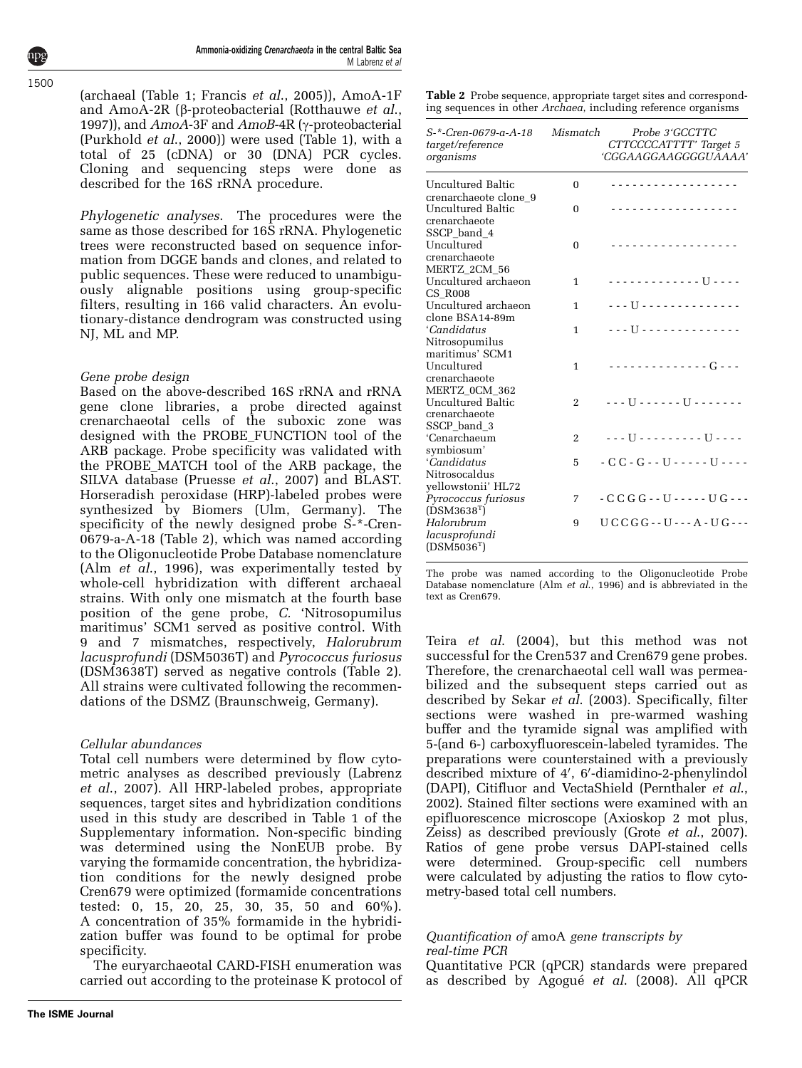(archaeal (Table 1; Francis *et al.*, 2005)), AmoA-1F and AmoA-2R (β-proteobacterial (Rotthauwe *et al.*, 1997)), and *AmoA*-3F and *AmoB*-4R (γ-proteobacterial (Purkhold *et al.*, 2000)) were used (Table 1), with a total of 25 (cDNA) or 30 (DNA) PCR cycles. Cloning and sequencing steps were done as described for the 16S rRNA procedure.

*Phylogenetic analyses.* The procedures were the same as those described for 16S rRNA. Phylogenetic trees were reconstructed based on sequence information from DGGE bands and clones, and related to public sequences. These were reduced to unambiguously alignable positions using group-specific filters, resulting in 166 valid characters. An evolutionary-distance dendrogram was constructed using NJ, ML and MP.

### *Gene probe design*

Based on the above-described 16S rRNA and rRNA gene clone libraries, a probe directed against crenarchaeotal cells of the suboxic zone was designed with the PROBE_FUNCTION tool of the ARB package. Probe specificity was validated with the PROBE_MATCH tool of the ARB package, the SILVA database (Pruesse *et al.*, 2007) and BLAST. Horseradish peroxidase (HRP)-labeled probes were synthesized by Biomers (Ulm, Germany). The specificity of the newly designed probe S-*-Cren-0679-a-A-18 (Table 2), which was named according to the Oligonucleotide Probe Database nomenclature (Alm *et al.*, 1996), was experimentally tested by whole-cell hybridization with different archaeal strains. With only one mismatch at the fourth base position of the gene probe, *C.* 'Nitrosopumilus maritimus' SCM1 served as positive control. With 9 and 7 mismatches, respectively, *Halorubrum lacusprofundi* (DSM5036T) and *Pyrococcus furiosus* (DSM3638T) served as negative controls (Table 2). All strains were cultivated following the recommendations of the DSMZ (Braunschweig, Germany).

### *Cellular abundances*

Total cell numbers were determined by flow cytometric analyses as described previously (Labrenz *et al.*, 2007). All HRP-labeled probes, appropriate sequences, target sites and hybridization conditions used in this study are described in Table 1 of the Supplementary information. Non-specific binding was determined using the NonEUB probe. By varying the formamide concentration, the hybridization conditions for the newly designed probe Cren679 were optimized (formamide concentrations tested: 0, 15, 20, 25, 30, 35, 50 and 60%). A concentration of 35% formamide in the hybridization buffer was found to be optimal for probe specificity.

The euryarchaeotal CARD-FISH enumeration was carried out according to the proteinase K protocol of Teira *et al.* (2004), but this method was not successful for the Cren537 and Cren679 gene probes. Therefore, the crenarchaeotal cell wall was permeabilized and the subsequent steps carried out as described by Sekar *et al.* (2003). Specifically, filter sections were washed in pre-warmed washing buffer and the tyramide signal was amplified with 5-(and 6-) carboxyfluorescein-labeled tyramides. The preparations were counterstained with a previously described mixture of 4′, 6′-diamidino-2-phenylindol (DAPI), Citifluor and VectaShield (Pernthaler *et al.*, 2002). Stained filter sections were examined with an epifluorescence microscope (Axioskop 2 mot plus, Zeiss) as described previously (Grote *et al.*, 2007). Ratios of gene probe versus DAPI-stained cells were determined. Group-specific cell numbers were calculated by adjusting the ratios to flow cytometry-based total cell numbers.

**Table 2** Probe sequence, appropriate target sites and corresponding sequences in other *Archaea*, including reference organisms

| *S-\*-Cren-0679-a-A-18 target/reference organisms* | Mismatch | Probe 3'GCCTTC CTTCCCCATTTT' Target 5 'CGGAAGGAAGGGGUAAAA' |
|---|---|---|
| Uncultured Baltic crenarchaeote clone_9 | 0 | - - - - - - - - - - - - - - - - - - |
| Uncultured Baltic crenarchaeote SSCP_band_4 | 0 | - - - - - - - - - - - - - - - - - - |
| Uncultured crenarchaeote MERTZ_2CM_56 | 0 | - - - - - - - - - - - - - - - - - - |
| Uncultured archaeon CS_R008 | 1 | - - - - - - - - - - - - - U - - - - |
| Uncultured archaeon clone BSA14-89m | 1 | - - - U - - - - - - - - - - - - - - |
| '*Candidatus* Nitrosopumilus maritimus' SCM1 | 1 | - - - U - - - - - - - - - - - - - - |
| Uncultured crenarchaeote MERTZ_0CM_362 | 1 | - - - - - - - - - - - - - - G - - - |
| Uncultured Baltic crenarchaeote SSCP_band_3 | 2 | - - - U - - - - - - U - - - - - - - |
| 'Cenarchaeum symbiosum' | 2 | - - - U - - - - - - - - - - U - - - - |
| '*Candidatus* Nitrosocaldus yellowstonii' HL72 | 5 | - C C - G - - U - - - - - U - - - - |
| *Pyrococcus furiosus* (DSM3638[T]) | 7 | - C C G G - - U - - - - - U G - - - |
| *Halorubrum lacusprofundi* (DSM5036[T]) | 9 | U C C G G - - U - - - A - U G - - - |

The probe was named according to the Oligonucleotide Probe Database nomenclature (Alm *et al.*, 1996) and is abbreviated in the text as Cren679.

### *Quantification of* amoA *gene transcripts by real-time PCR*

Quantitative PCR (qPCR) standards were prepared as described by Agogué *et al.* (2008). All qPCR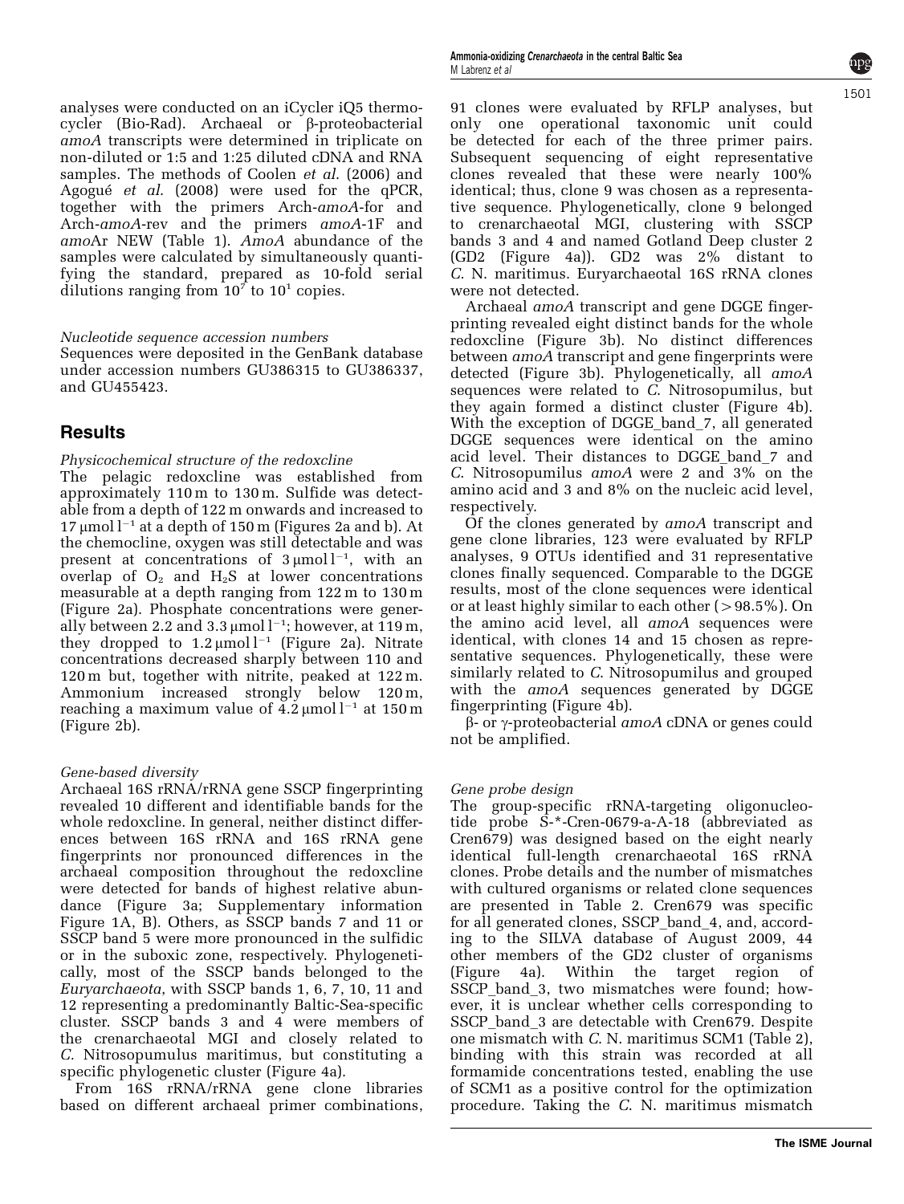analyses were conducted on an iCycler iQ5 thermocycler (Bio-Rad). Archaeal or β-proteobacterial *amoA* transcripts were determined in triplicate on non-diluted or 1:5 and 1:25 diluted cDNA and RNA samples. The methods of Coolen *et al.* (2006) and Agogué *et al.* (2008) were used for the qPCR, together with the primers Arch-*amoA*-for and Arch-*amoA*-rev and the primers *amoA*-1F and *amo*Ar NEW (Table 1). *AmoA* abundance of the samples were calculated by simultaneously quantifying the standard, prepared as 10-fold serial dilutions ranging from $10^7$ to $10^1$ copies.

### Nucleotide sequence accession numbers

Sequences were deposited in the GenBank database under accession numbers GU386315 to GU386337, and GU455423.

## Results

### Physicochemical structure of the redoxcline

The pelagic redoxcline was established from approximately 110 m to 130 m. Sulfide was detectable from a depth of 122 m onwards and increased to 17 $\mu$mol $l^{-1}$ at a depth of 150 m (Figures 2a and b). At the chemocline, oxygen was still detectable and was present at concentrations of 3 $\mu$mol $l^{-1}$, with an overlap of $O_2$ and $H_2S$ at lower concentrations measurable at a depth ranging from 122 m to 130 m (Figure 2a). Phosphate concentrations were generally between 2.2 and 3.3 $\mu$mol $l^{-1}$; however, at 119 m, they dropped to 1.2 $\mu$mol $l^{-1}$ (Figure 2a). Nitrate concentrations decreased sharply between 110 and 120 m but, together with nitrite, peaked at 122 m. Ammonium increased strongly below 120 m, reaching a maximum value of 4.2 $\mu$mol $l^{-1}$ at 150 m (Figure 2b).

### Gene-based diversity

Archaeal 16S rRNA/rRNA gene SSCP fingerprinting revealed 10 different and identifiable bands for the whole redoxcline. In general, neither distinct differences between 16S rRNA and 16S rRNA gene fingerprints nor pronounced differences in the archaeal composition throughout the redoxcline were detected for bands of highest relative abundance (Figure 3a; Supplementary information Figure 1A, B). Others, as SSCP bands 7 and 11 or SSCP band 5 were more pronounced in the sulfidic or in the suboxic zone, respectively. Phylogenetically, most of the SSCP bands belonged to the *Euryarchaeota*, with SSCP bands 1, 6, 7, 10, 11 and 12 representing a predominantly Baltic-Sea-specific cluster. SSCP bands 3 and 4 were members of the crenarchaeotal MGI and closely related to *C.* Nitrosopumulus maritimus, but constituting a specific phylogenetic cluster (Figure 4a).

From 16S rRNA/rRNA gene clone libraries based on different archaeal primer combinations, 91 clones were evaluated by RFLP analyses, but only one operational taxonomic unit could be detected for each of the three primer pairs. Subsequent sequencing of eight representative clones revealed that these were nearly 100% identical; thus, clone 9 was chosen as a representative sequence. Phylogenetically, clone 9 belonged to crenarchaeotal MGI, clustering with SSCP bands 3 and 4 and named Gotland Deep cluster 2 (GD2 (Figure 4a)). GD2 was 2% distant to *C.* N. maritimus. Euryarchaeotal 16S rRNA clones were not detected.

Archaeal *amoA* transcript and gene DGGE fingerprinting revealed eight distinct bands for the whole redoxcline (Figure 3b). No distinct differences between *amoA* transcript and gene fingerprints were detected (Figure 3b). Phylogenetically, all *amoA* sequences were related to *C.* Nitrosopumilus, but they again formed a distinct cluster (Figure 4b). With the exception of DGGE_band_7, all generated DGGE sequences were identical on the amino acid level. Their distances to DGGE_band_7 and *C.* Nitrosopumilus *amoA* were 2 and 3% on the amino acid and 3 and 8% on the nucleic acid level, respectively.

Of the clones generated by *amoA* transcript and gene clone libraries, 123 were evaluated by RFLP analyses, 9 OTUs identified and 31 representative clones finally sequenced. Comparable to the DGGE results, most of the clone sequences were identical or at least highly similar to each other (>98.5%). On the amino acid level, all *amoA* sequences were identical, with clones 14 and 15 chosen as representative sequences. Phylogenetically, these were similarly related to *C.* Nitrosopumilus and grouped with the *amoA* sequences generated by DGGE fingerprinting (Figure 4b).

β- or γ-proteobacterial *amoA* cDNA or genes could not be amplified.

### Gene probe design

The group-specific rRNA-targeting oligonucleotide probe S-*-Cren-0679-a-A-18 (abbreviated as Cren679) was designed based on the eight nearly identical full-length crenarchaeotal 16S rRNA clones. Probe details and the number of mismatches with cultured organisms or related clone sequences are presented in Table 2. Cren679 was specific for all generated clones, SSCP_band_4, and, according to the SILVA database of August 2009, 44 other members of the GD2 cluster of organisms (Figure 4a). Within the target region of SSCP_band_3, two mismatches were found; however, it is unclear whether cells corresponding to SSCP_band_3 are detectable with Cren679. Despite one mismatch with *C.* N. maritimus SCM1 (Table 2), binding with this strain was recorded at all formamide concentrations tested, enabling the use of SCM1 as a positive control for the optimization procedure. Taking the *C.* N. maritimus mismatch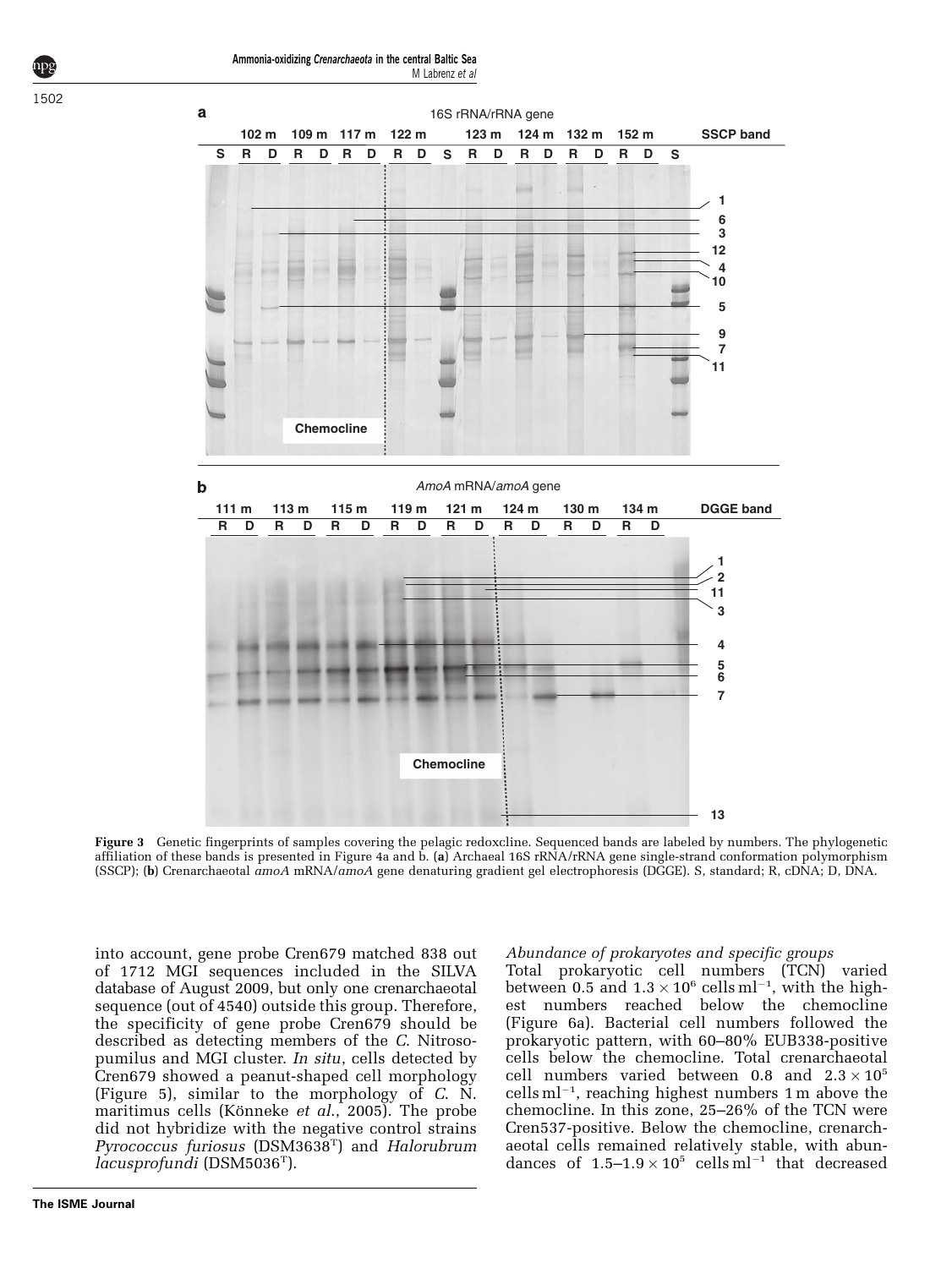**Figure 3** Genetic fingerprints of samples covering the pelagic redoxcline. Sequenced bands are labeled by numbers. The phylogenetic affiliation of these bands is presented in Figure 4a and b. (**a**) Archaeal 16S rRNA/rRNA gene single-strand conformation polymorphism (SSCP); (**b**) Crenarchaeotal *amoA* mRNA/*amoA* gene denaturing gradient gel electrophoresis (DGGE). S, standard; R, cDNA; D, DNA.

into account, gene probe Cren679 matched 838 out of 1712 MGI sequences included in the SILVA database of August 2009, but only one crenarchaeotal sequence (out of 4540) outside this group. Therefore, the specificity of gene probe Cren679 should be described as detecting members of the *C.* Nitrosopumilus and MGI cluster. *In situ*, cells detected by Cren679 showed a peanut-shaped cell morphology (Figure 5), similar to the morphology of *C.* N. maritimus cells (Könneke *et al.*, 2005). The probe did not hybridize with the negative control strains *Pyrococcus furiosus* (DSM3638[T]) and *Halorubrum lacusprofundi* (DSM5036[T]).

*Abundance of prokaryotes and specific groups*

Total prokaryotic cell numbers (TCN) varied between 0.5 and $1.3 \times 10^6$ cells $ml^{-1}$, with the highest numbers reached below the chemocline (Figure 6a). Bacterial cell numbers followed the prokaryotic pattern, with 60–80% EUB338-positive cells below the chemocline. Total crenarchaeotal cell numbers varied between 0.8 and $2.3 \times 10^5$ cells $ml^{-1}$, reaching highest numbers 1 m above the chemocline. In this zone, 25–26% of the TCN were Cren537-positive. Below the chemocline, crenarchaeotal cells remained relatively stable, with abundances of $1.5–1.9 \times 10^5$ cells $ml^{-1}$ that decreased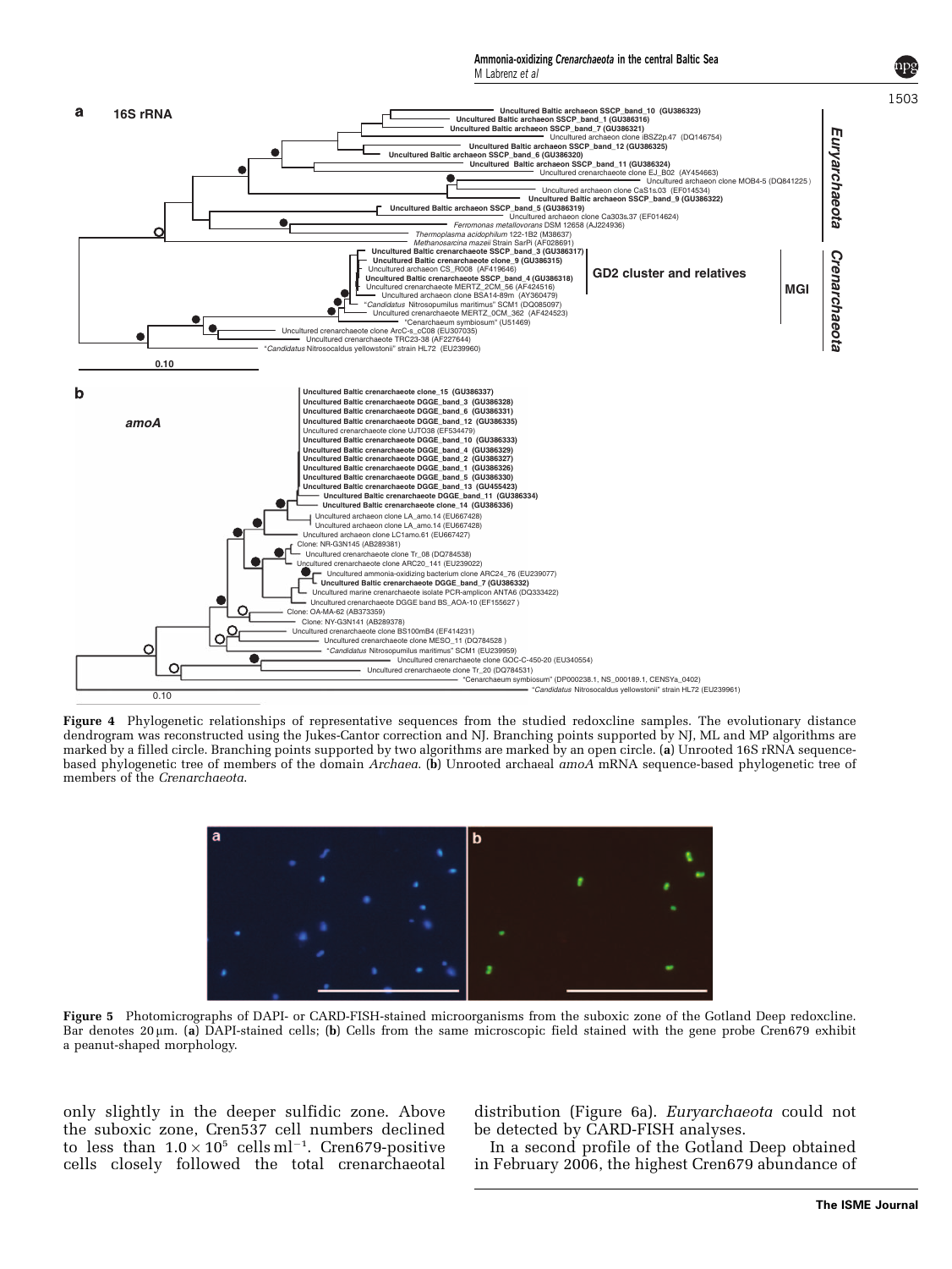**Figure 4** Phylogenetic relationships of representative sequences from the studied redoxcline samples. The evolutionary distance dendrogram was reconstructed using the Jukes-Cantor correction and NJ. Branching points supported by NJ, ML and MP algorithms are marked by a filled circle. Branching points supported by two algorithms are marked by an open circle. (**a**) Unrooted 16S rRNA sequence-based phylogenetic tree of members of the domain *Archaea*. (**b**) Unrooted archaeal *amoA* mRNA sequence-based phylogenetic tree of members of the *Crenarchaeota*.

**Figure 5** Photomicrographs of DAPI- or CARD-FISH-stained microorganisms from the suboxic zone of the Gotland Deep redoxcline. Bar denotes 20 μm. (**a**) DAPI-stained cells; (**b**) Cells from the same microscopic field stained with the gene probe Cren679 exhibit a peanut-shaped morphology.

only slightly in the deeper sulfidic zone. Above the suboxic zone, Cren537 cell numbers declined to less than $1.0 \times 10^5$ cells ml$^{-1}$. Cren679-positive cells closely followed the total crenarchaeotal distribution (Figure 6a). *Euryarchaeota* could not be detected by CARD-FISH analyses.

In a second profile of the Gotland Deep obtained in February 2006, the highest Cren679 abundance of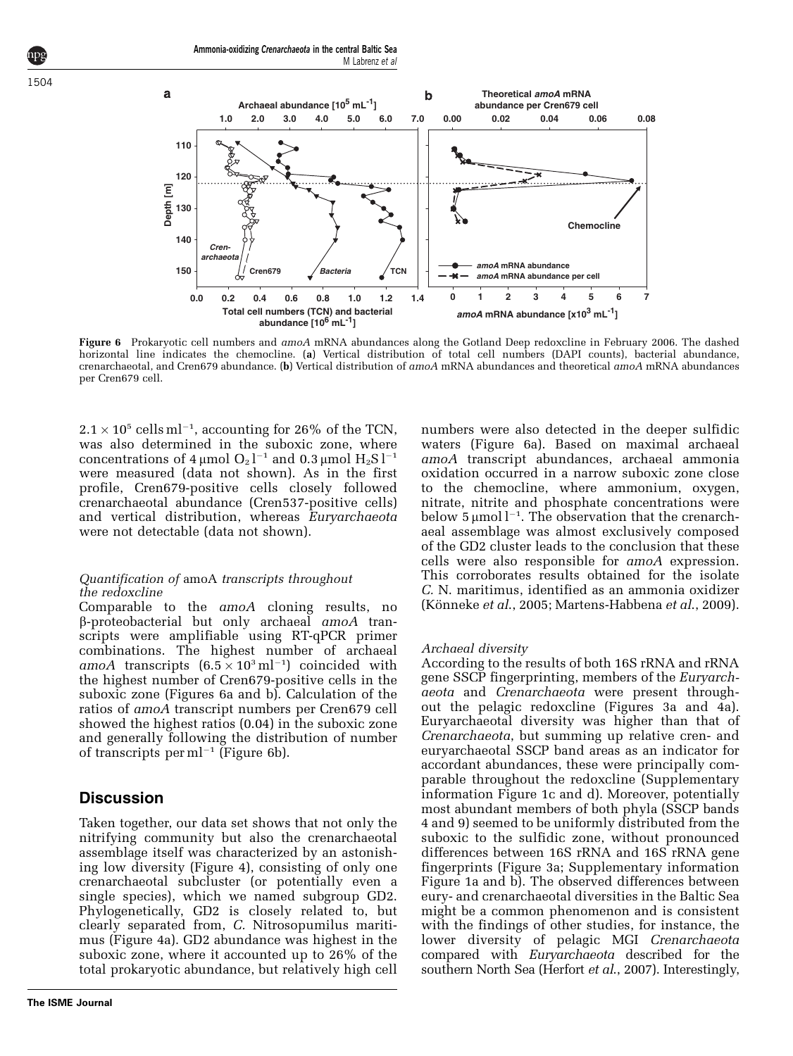**Figure 6** Prokaryotic cell numbers and *amoA* mRNA abundances along the Gotland Deep redoxcline in February 2006. The dashed horizontal line indicates the chemocline. (**a**) Vertical distribution of total cell numbers (DAPI counts), bacterial abundance, crenarchaeotal, and Cren679 abundance. (**b**) Vertical distribution of *amoA* mRNA abundances and theoretical *amoA* mRNA abundances per Cren679 cell.

$2.1 \times 10^5$ cells ml$^{-1}$, accounting for 26% of the TCN, was also determined in the suboxic zone, where concentrations of 4 μmol $O_2$ l$^{-1}$ and 0.3 μmol $H_2S$ l$^{-1}$ were measured (data not shown). As in the first profile, Cren679-positive cells closely followed crenarchaeotal abundance (Cren537-positive cells) and vertical distribution, whereas *Euryarchaeota* were not detectable (data not shown).

*Quantification of* amoA *transcripts throughout the redoxcline*

Comparable to the *amoA* cloning results, no β-proteobacterial but only archaeal *amoA* transcripts were amplifiable using RT-qPCR primer combinations. The highest number of archaeal *amoA* transcripts ($6.5 \times 10^3$ ml$^{-1}$) coincided with the highest number of Cren679-positive cells in the suboxic zone (Figures 6a and b). Calculation of the ratios of *amoA* transcript numbers per Cren679 cell showed the highest ratios (0.04) in the suboxic zone and generally following the distribution of number of transcripts per ml$^{-1}$ (Figure 6b).

## Discussion

Taken together, our data set shows that not only the nitrifying community but also the crenarchaeotal assemblage itself was characterized by an astonishing low diversity (Figure 4), consisting of only one crenarchaeotal subcluster (or potentially even a single species), which we named subgroup GD2. Phylogenetically, GD2 is closely related to, but clearly separated from, *C.* Nitrosopumilus maritimus (Figure 4a). GD2 abundance was highest in the suboxic zone, where it accounted up to 26% of the total prokaryotic abundance, but relatively high cell numbers were also detected in the deeper sulfidic waters (Figure 6a). Based on maximal archaeal *amoA* transcript abundances, archaeal ammonia oxidation occurred in a narrow suboxic zone close to the chemocline, where ammonium, oxygen, nitrate, nitrite and phosphate concentrations were below 5 μmol l$^{-1}$. The observation that the crenarchaeal assemblage was almost exclusively composed of the GD2 cluster leads to the conclusion that these cells were also responsible for *amoA* expression. This corroborates results obtained for the isolate *C.* N. maritimus, identified as an ammonia oxidizer (Könneke *et al.*, 2005; Martens-Habbena *et al.*, 2009).

*Archaeal diversity*

According to the results of both 16S rRNA and rRNA gene SSCP fingerprinting, members of the *Euryarchaeota* and *Crenarchaeota* were present throughout the pelagic redoxcline (Figures 3a and 4a). Euryarchaeotal diversity was higher than that of *Crenarchaeota*, but summing up relative cren- and euryarchaeotal SSCP band areas as an indicator for accordant abundances, these were principally comparable throughout the redoxcline (Supplementary information Figure 1c and d). Moreover, potentially most abundant members of both phyla (SSCP bands 4 and 9) seemed to be uniformly distributed from the suboxic to the sulfidic zone, without pronounced differences between 16S rRNA and 16S rRNA gene fingerprints (Figure 3a; Supplementary information Figure 1a and b). The observed differences between eury- and crenarchaeotal diversities in the Baltic Sea might be a common phenomenon and is consistent with the findings of other studies, for instance, the lower diversity of pelagic MGI *Crenarchaeota* compared with *Euryarchaeota* described for the southern North Sea (Herfort *et al.*, 2007). Interestingly,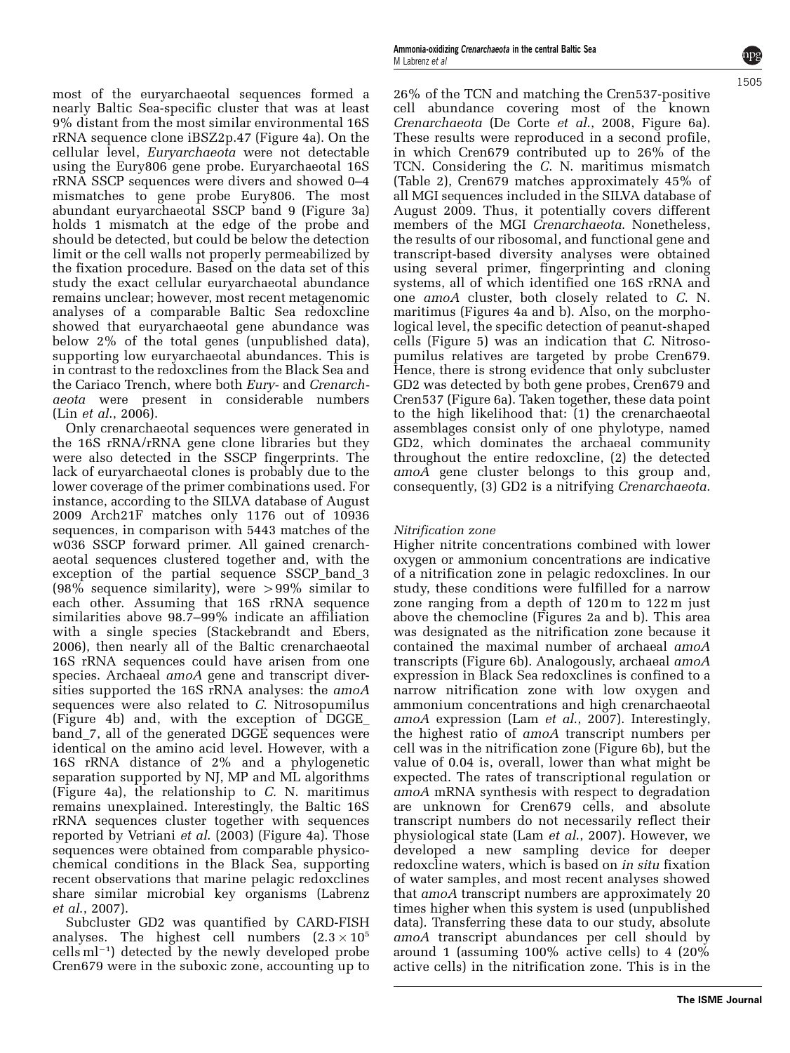most of the euryarchaeotal sequences formed a nearly Baltic Sea-specific cluster that was at least 9% distant from the most similar environmental 16S rRNA sequence clone iBSZ2p.47 (Figure 4a). On the cellular level, *Euryarchaeota* were not detectable using the Eury806 gene probe. Euryarchaeotal 16S rRNA SSCP sequences were divers and showed 0–4 mismatches to gene probe Eury806. The most abundant euryarchaeotal SSCP band 9 (Figure 3a) holds 1 mismatch at the edge of the probe and should be detected, but could be below the detection limit or the cell walls not properly permeabilized by the fixation procedure. Based on the data set of this study the exact cellular euryarchaeotal abundance remains unclear; however, most recent metagenomic analyses of a comparable Baltic Sea redoxcline showed that euryarchaeotal gene abundance was below 2% of the total genes (unpublished data), supporting low euryarchaeotal abundances. This is in contrast to the redoxclines from the Black Sea and the Cariaco Trench, where both *Eury-* and *Crenarchaeota* were present in considerable numbers (Lin *et al.*, 2006).

Only crenarchaeotal sequences were generated in the 16S rRNA/rRNA gene clone libraries but they were also detected in the SSCP fingerprints. The lack of euryarchaeotal clones is probably due to the lower coverage of the primer combinations used. For instance, according to the SILVA database of August 2009 Arch21F matches only 1176 out of 10936 sequences, in comparison with 5443 matches of the w036 SSCP forward primer. All gained crenarchaeotal sequences clustered together and, with the exception of the partial sequence SSCP_band_3 (98% sequence similarity), were >99% similar to each other. Assuming that 16S rRNA sequence similarities above 98.7–99% indicate an affiliation with a single species (Stackebrandt and Ebers, 2006), then nearly all of the Baltic crenarchaeotal 16S rRNA sequences could have arisen from one species. Archaeal *amoA* gene and transcript diversities supported the 16S rRNA analyses: the *amoA* sequences were also related to *C.* Nitrosopumilus (Figure 4b) and, with the exception of DGGE_band_7, all of the generated DGGE sequences were identical on the amino acid level. However, with a 16S rRNA distance of 2% and a phylogenetic separation supported by NJ, MP and ML algorithms (Figure 4a), the relationship to *C.* N. maritimus remains unexplained. Interestingly, the Baltic 16S rRNA sequences cluster together with sequences reported by Vetriani *et al.* (2003) (Figure 4a). Those sequences were obtained from comparable physicochemical conditions in the Black Sea, supporting recent observations that marine pelagic redoxclines share similar microbial key organisms (Labrenz *et al.*, 2007).

Subcluster GD2 was quantified by CARD-FISH analyses. The highest cell numbers ($2.3 \times 10^5$ cells ml$^{-1}$) detected by the newly developed probe Cren679 were in the suboxic zone, accounting up to 26% of the TCN and matching the Cren537-positive cell abundance covering most of the known *Crenarchaeota* (De Corte *et al.*, 2008, Figure 6a). These results were reproduced in a second profile, in which Cren679 contributed up to 26% of the TCN. Considering the *C.* N. maritimus mismatch (Table 2), Cren679 matches approximately 45% of all MGI sequences included in the SILVA database of August 2009. Thus, it potentially covers different members of the MGI *Crenarchaeota*. Nonetheless, the results of our ribosomal, and functional gene and transcript-based diversity analyses were obtained using several primer, fingerprinting and cloning systems, all of which identified one 16S rRNA and one *amoA* cluster, both closely related to *C.* N. maritimus (Figures 4a and b). Also, on the morphological level, the specific detection of peanut-shaped cells (Figure 5) was an indication that *C.* Nitrosopumilus relatives are targeted by probe Cren679. Hence, there is strong evidence that only subcluster GD2 was detected by both gene probes, Cren679 and Cren537 (Figure 6a). Taken together, these data point to the high likelihood that: (1) the crenarchaeotal assemblages consist only of one phylotype, named GD2, which dominates the archaeal community throughout the entire redoxcline, (2) the detected *amoA* gene cluster belongs to this group and, consequently, (3) GD2 is a nitrifying *Crenarchaeota*.

*Nitrification zone*

Higher nitrite concentrations combined with lower oxygen or ammonium concentrations are indicative of a nitrification zone in pelagic redoxclines. In our study, these conditions were fulfilled for a narrow zone ranging from a depth of 120 m to 122 m just above the chemocline (Figures 2a and b). This area was designated as the nitrification zone because it contained the maximal number of archaeal *amoA* transcripts (Figure 6b). Analogously, archaeal *amoA* expression in Black Sea redoxclines is confined to a narrow nitrification zone with low oxygen and ammonium concentrations and high crenarchaeotal *amoA* expression (Lam *et al.*, 2007). Interestingly, the highest ratio of *amoA* transcript numbers per cell was in the nitrification zone (Figure 6b), but the value of 0.04 is, overall, lower than what might be expected. The rates of transcriptional regulation or *amoA* mRNA synthesis with respect to degradation are unknown for Cren679 cells, and absolute transcript numbers do not necessarily reflect their physiological state (Lam *et al.*, 2007). However, we developed a new sampling device for deeper redoxcline waters, which is based on *in situ* fixation of water samples, and most recent analyses showed that *amoA* transcript numbers are approximately 20 times higher when this system is used (unpublished data). Transferring these data to our study, absolute *amoA* transcript abundances per cell should by around 1 (assuming 100% active cells) to 4 (20% active cells) in the nitrification zone. This is in the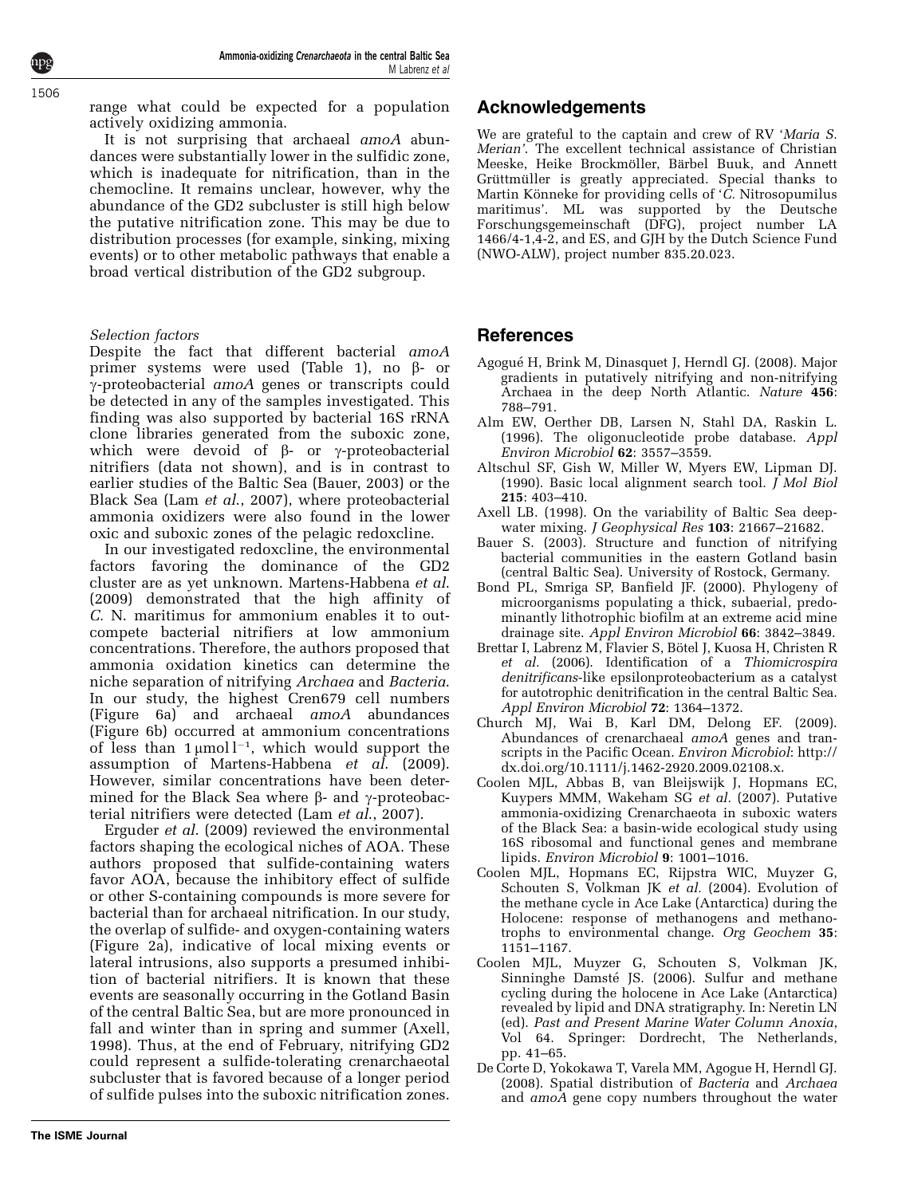range what could be expected for a population actively oxidizing ammonia.

It is not surprising that archaeal *amoA* abundances were substantially lower in the sulfidic zone, which is inadequate for nitrification, than in the chemocline. It remains unclear, however, why the abundance of the GD2 subcluster is still high below the putative nitrification zone. This may be due to distribution processes (for example, sinking, mixing events) or to other metabolic pathways that enable a broad vertical distribution of the GD2 subgroup.

*Selection factors*

Despite the fact that different bacterial *amoA* primer systems were used (Table 1), no β- or γ-proteobacterial *amoA* genes or transcripts could be detected in any of the samples investigated. This finding was also supported by bacterial 16S rRNA clone libraries generated from the suboxic zone, which were devoid of β- or γ-proteobacterial nitrifiers (data not shown), and is in contrast to earlier studies of the Baltic Sea (Bauer, 2003) or the Black Sea (Lam *et al.*, 2007), where proteobacterial ammonia oxidizers were also found in the lower oxic and suboxic zones of the pelagic redoxcline.

In our investigated redoxcline, the environmental factors favoring the dominance of the GD2 cluster are as yet unknown. Martens-Habbena *et al.* (2009) demonstrated that the high affinity of *C.* N. maritimus for ammonium enables it to outcompete bacterial nitrifiers at low ammonium concentrations. Therefore, the authors proposed that ammonia oxidation kinetics can determine the niche separation of nitrifying *Archaea* and *Bacteria*. In our study, the highest Cren679 cell numbers (Figure 6a) and archaeal *amoA* abundances (Figure 6b) occurred at ammonium concentrations of less than $1\,\mu mol\,l^{-1}$, which would support the assumption of Martens-Habbena *et al.* (2009). However, similar concentrations have been determined for the Black Sea where β- and γ-proteobacterial nitrifiers were detected (Lam *et al.*, 2007).

Erguder *et al.* (2009) reviewed the environmental factors shaping the ecological niches of AOA. These authors proposed that sulfide-containing waters favor AOA, because the inhibitory effect of sulfide or other S-containing compounds is more severe for bacterial than for archaeal nitrification. In our study, the overlap of sulfide- and oxygen-containing waters (Figure 2a), indicative of local mixing events or lateral intrusions, also supports a presumed inhibition of bacterial nitrifiers. It is known that these events are seasonally occurring in the Gotland Basin of the central Baltic Sea, but are more pronounced in fall and winter than in spring and summer (Axell, 1998). Thus, at the end of February, nitrifying GD2 could represent a sulfide-tolerating crenarchaeotal subcluster that is favored because of a longer period of sulfide pulses into the suboxic nitrification zones.

## Acknowledgements

We are grateful to the captain and crew of RV '*Maria S. Merian*'. The excellent technical assistance of Christian Meeske, Heike Brockmöller, Bärbel Buuk, and Annett Grüttmüller is greatly appreciated. Special thanks to Martin Könneke for providing cells of '*C.* Nitrosopumilus maritimus'. ML was supported by the Deutsche Forschungsgemeinschaft (DFG), project number LA 1466/4-1,4-2, and ES, and GJH by the Dutch Science Fund (NWO-ALW), project number 835.20.023.

## References

Agogué H, Brink M, Dinasquet J, Herndl GJ. (2008). Major gradients in putatively nitrifying and non-nitrifying Archaea in the deep North Atlantic. *Nature* **456**: 788–791.

Alm EW, Oerther DB, Larsen N, Stahl DA, Raskin L. (1996). The oligonucleotide probe database. *Appl Environ Microbiol* **62**: 3557–3559.

Altschul SF, Gish W, Miller W, Myers EW, Lipman DJ. (1990). Basic local alignment search tool. *J Mol Biol* **215**: 403–410.

Axell LB. (1998). On the variability of Baltic Sea deepwater mixing. *J Geophysical Res* **103**: 21667–21682.

Bauer S. (2003). Structure and function of nitrifying bacterial communities in the eastern Gotland basin (central Baltic Sea). University of Rostock, Germany.

Bond PL, Smriga SP, Banfield JF. (2000). Phylogeny of microorganisms populating a thick, subaerial, predominantly lithotrophic biofilm at an extreme acid mine drainage site. *Appl Environ Microbiol* **66**: 3842–3849.

Brettar I, Labrenz M, Flavier S, Bötel J, Kuosa H, Christen R *et al.* (2006). Identification of a *Thiomicrospira denitrificans*-like epsilonproteobacterium as a catalyst for autotrophic denitrification in the central Baltic Sea. *Appl Environ Microbiol* **72**: 1364–1372.

Church MJ, Wai B, Karl DM, Delong EF. (2009). Abundances of crenarchaeal *amoA* genes and transcripts in the Pacific Ocean. *Environ Microbiol*: http://dx.doi.org/10.1111/j.1462-2920.2009.02108.x.

Coolen MJL, Abbas B, van Bleijswijk J, Hopmans EC, Kuypers MMM, Wakeham SG *et al.* (2007). Putative ammonia-oxidizing Crenarchaeota in suboxic waters of the Black Sea: a basin-wide ecological study using 16S ribosomal and functional genes and membrane lipids. *Environ Microbiol* **9**: 1001–1016.

Coolen MJL, Hopmans EC, Rijpstra WIC, Muyzer G, Schouten S, Volkman JK *et al.* (2004). Evolution of the methane cycle in Ace Lake (Antarctica) during the Holocene: response of methanogens and methanotrophs to environmental change. *Org Geochem* **35**: 1151–1167.

Coolen MJL, Muyzer G, Schouten S, Volkman JK, Sinninghe Damsté JS. (2006). Sulfur and methane cycling during the holocene in Ace Lake (Antarctica) revealed by lipid and DNA stratigraphy. In: Neretin LN (ed). *Past and Present Marine Water Column Anoxia*, Vol 64. Springer: Dordrecht, The Netherlands, pp. 41–65.

De Corte D, Yokokawa T, Varela MM, Agogue H, Herndl GJ. (2008). Spatial distribution of *Bacteria* and *Archaea* and *amoA* gene copy numbers throughout the water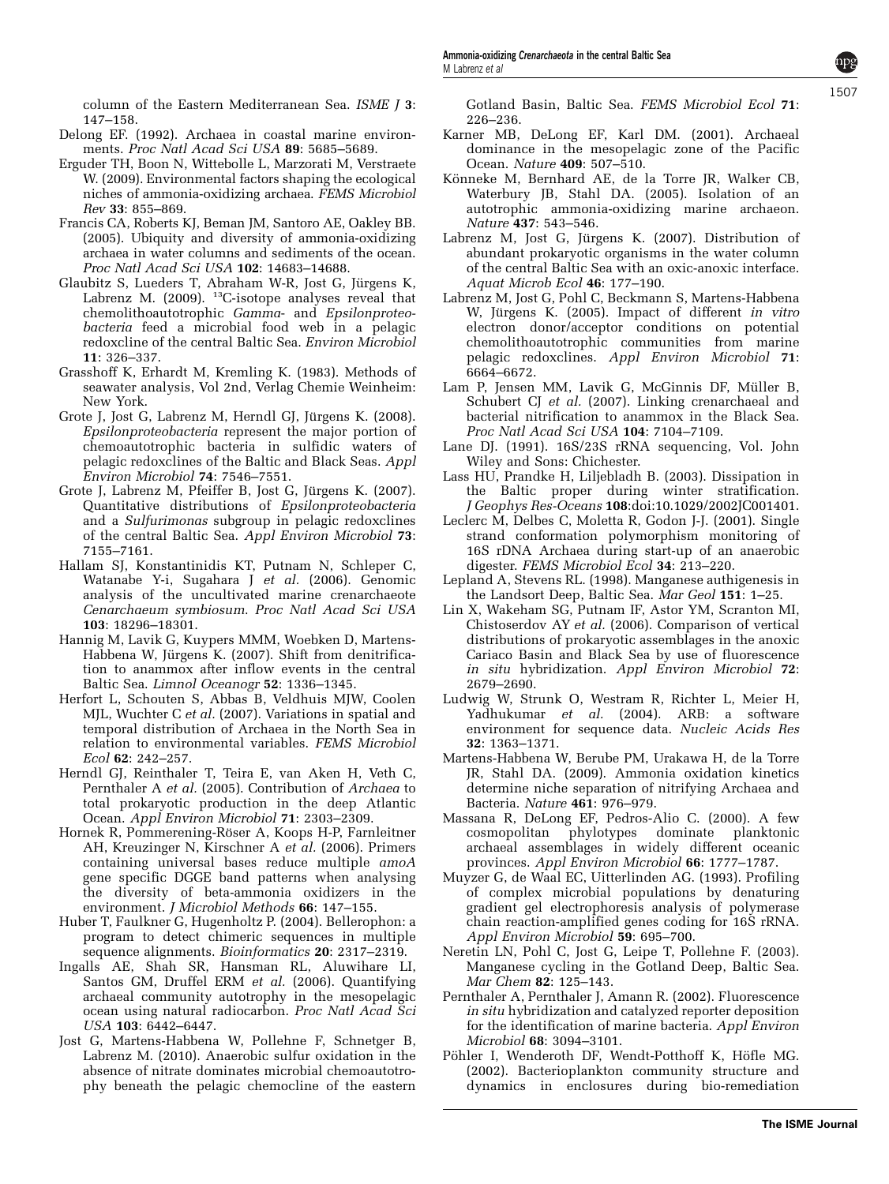column of the Eastern Mediterranean Sea. *ISME J* **3**: 147–158.

Delong EF. (1992). Archaea in coastal marine environments. *Proc Natl Acad Sci USA* **89**: 5685–5689.

Erguder TH, Boon N, Wittebolle L, Marzorati M, Verstraete W. (2009). Environmental factors shaping the ecological niches of ammonia-oxidizing archaea. *FEMS Microbiol Rev* **33**: 855–869.

Francis CA, Roberts KJ, Beman JM, Santoro AE, Oakley BB. (2005). Ubiquity and diversity of ammonia-oxidizing archaea in water columns and sediments of the ocean. *Proc Natl Acad Sci USA* **102**: 14683–14688.

Glaubitz S, Lueders T, Abraham W-R, Jost G, Jürgens K, Labrenz M. (2009). $^{13}$C-isotope analyses reveal that chemolithoautotrophic *Gamma*- and *Epsilonproteobacteria* feed a microbial food web in a pelagic redoxcline of the central Baltic Sea. *Environ Microbiol* **11**: 326–337.

Grasshoff K, Erhardt M, Kremling K. (1983). Methods of seawater analysis, Vol 2nd, Verlag Chemie Weinheim: New York.

Grote J, Jost G, Labrenz M, Herndl GJ, Jürgens K. (2008). *Epsilonproteobacteria* represent the major portion of chemoautotrophic bacteria in sulfidic waters of pelagic redoxclines of the Baltic and Black Seas. *Appl Environ Microbiol* **74**: 7546–7551.

Grote J, Labrenz M, Pfeiffer B, Jost G, Jürgens K. (2007). Quantitative distributions of *Epsilonproteobacteria* and a *Sulfurimonas* subgroup in pelagic redoxclines of the central Baltic Sea. *Appl Environ Microbiol* **73**: 7155–7161.

Hallam SJ, Konstantinidis KT, Putnam N, Schleper C, Watanabe Y-i, Sugahara J *et al.* (2006). Genomic analysis of the uncultivated marine crenarchaeote *Cenarchaeum symbiosum*. *Proc Natl Acad Sci USA* **103**: 18296–18301.

Hannig M, Lavik G, Kuypers MMM, Woebken D, Martens-Habbena W, Jürgens K. (2007). Shift from denitrification to anammox after inflow events in the central Baltic Sea. *Limnol Oceanogr* **52**: 1336–1345.

Herfort L, Schouten S, Abbas B, Veldhuis MJW, Coolen MJL, Wuchter C *et al.* (2007). Variations in spatial and temporal distribution of Archaea in the North Sea in relation to environmental variables. *FEMS Microbiol Ecol* **62**: 242–257.

Herndl GJ, Reinthaler T, Teira E, van Aken H, Veth C, Pernthaler A *et al.* (2005). Contribution of *Archaea* to total prokaryotic production in the deep Atlantic Ocean. *Appl Environ Microbiol* **71**: 2303–2309.

Hornek R, Pommerening-Röser A, Koops H-P, Farnleitner AH, Kreuzinger N, Kirschner A *et al.* (2006). Primers containing universal bases reduce multiple *amoA* gene specific DGGE band patterns when analysing the diversity of beta-ammonia oxidizers in the environment. *J Microbiol Methods* **66**: 147–155.

Huber T, Faulkner G, Hugenholtz P. (2004). Bellerophon: a program to detect chimeric sequences in multiple sequence alignments. *Bioinformatics* **20**: 2317–2319.

Ingalls AE, Shah SR, Hansman RL, Aluwihare LI, Santos GM, Druffel ERM *et al.* (2006). Quantifying archaeal community autotrophy in the mesopelagic ocean using natural radiocarbon. *Proc Natl Acad Sci USA* **103**: 6442–6447.

Jost G, Martens-Habbena W, Pollehne F, Schnetger B, Labrenz M. (2010). Anaerobic sulfur oxidation in the absence of nitrate dominates microbial chemoautotrophy beneath the pelagic chemocline of the eastern Gotland Basin, Baltic Sea. *FEMS Microbiol Ecol* **71**: 226–236.

Karner MB, DeLong EF, Karl DM. (2001). Archaeal dominance in the mesopelagic zone of the Pacific Ocean. *Nature* **409**: 507–510.

Könneke M, Bernhard AE, de la Torre JR, Walker CB, Waterbury JB, Stahl DA. (2005). Isolation of an autotrophic ammonia-oxidizing marine archaeon. *Nature* **437**: 543–546.

Labrenz M, Jost G, Jürgens K. (2007). Distribution of abundant prokaryotic organisms in the water column of the central Baltic Sea with an oxic-anoxic interface. *Aquat Microb Ecol* **46**: 177–190.

Labrenz M, Jost G, Pohl C, Beckmann S, Martens-Habbena W, Jürgens K. (2005). Impact of different *in vitro* electron donor/acceptor conditions on potential chemolithoautotrophic communities from marine pelagic redoxclines. *Appl Environ Microbiol* **71**: 6664–6672.

Lam P, Jensen MM, Lavik G, McGinnis DF, Müller B, Schubert CJ *et al.* (2007). Linking crenarchaeal and bacterial nitrification to anammox in the Black Sea. *Proc Natl Acad Sci USA* **104**: 7104–7109.

Lane DJ. (1991). 16S/23S rRNA sequencing, Vol. John Wiley and Sons: Chichester.

Lass HU, Prandke H, Liljebladh B. (2003). Dissipation in the Baltic proper during winter stratification. *J Geophys Res-Oceans* **108**:doi:10.1029/2002JC001401.

Leclerc M, Delbes C, Moletta R, Godon J-J. (2001). Single strand conformation polymorphism monitoring of 16S rDNA Archaea during start-up of an anaerobic digester. *FEMS Microbiol Ecol* **34**: 213–220.

Lepland A, Stevens RL. (1998). Manganese authigenesis in the Landsort Deep, Baltic Sea. *Mar Geol* **151**: 1–25.

Lin X, Wakeham SG, Putnam IF, Astor YM, Scranton MI, Chistoserdov AY *et al.* (2006). Comparison of vertical distributions of prokaryotic assemblages in the anoxic Cariaco Basin and Black Sea by use of fluorescence *in situ* hybridization. *Appl Environ Microbiol* **72**: 2679–2690.

Ludwig W, Strunk O, Westram R, Richter L, Meier H, Yadhukumar *et al.* (2004). ARB: a software environment for sequence data. *Nucleic Acids Res* **32**: 1363–1371.

Martens-Habbena W, Berube PM, Urakawa H, de la Torre JR, Stahl DA. (2009). Ammonia oxidation kinetics determine niche separation of nitrifying Archaea and Bacteria. *Nature* **461**: 976–979.

Massana R, DeLong EF, Pedros-Alio C. (2000). A few cosmopolitan phylotypes dominate planktonic archaeal assemblages in widely different oceanic provinces. *Appl Environ Microbiol* **66**: 1777–1787.

Muyzer G, de Waal EC, Uitterlinden AG. (1993). Profiling of complex microbial populations by denaturing gradient gel electrophoresis analysis of polymerase chain reaction-amplified genes coding for 16S rRNA. *Appl Environ Microbiol* **59**: 695–700.

Neretin LN, Pohl C, Jost G, Leipe T, Pollehne F. (2003). Manganese cycling in the Gotland Deep, Baltic Sea. *Mar Chem* **82**: 125–143.

Pernthaler A, Pernthaler J, Amann R. (2002). Fluorescence *in situ* hybridization and catalyzed reporter deposition for the identification of marine bacteria. *Appl Environ Microbiol* **68**: 3094–3101.

Pöhler I, Wenderoth DF, Wendt-Potthoff K, Höfle MG. (2002). Bacterioplankton community structure and dynamics in enclosures during bio-remediation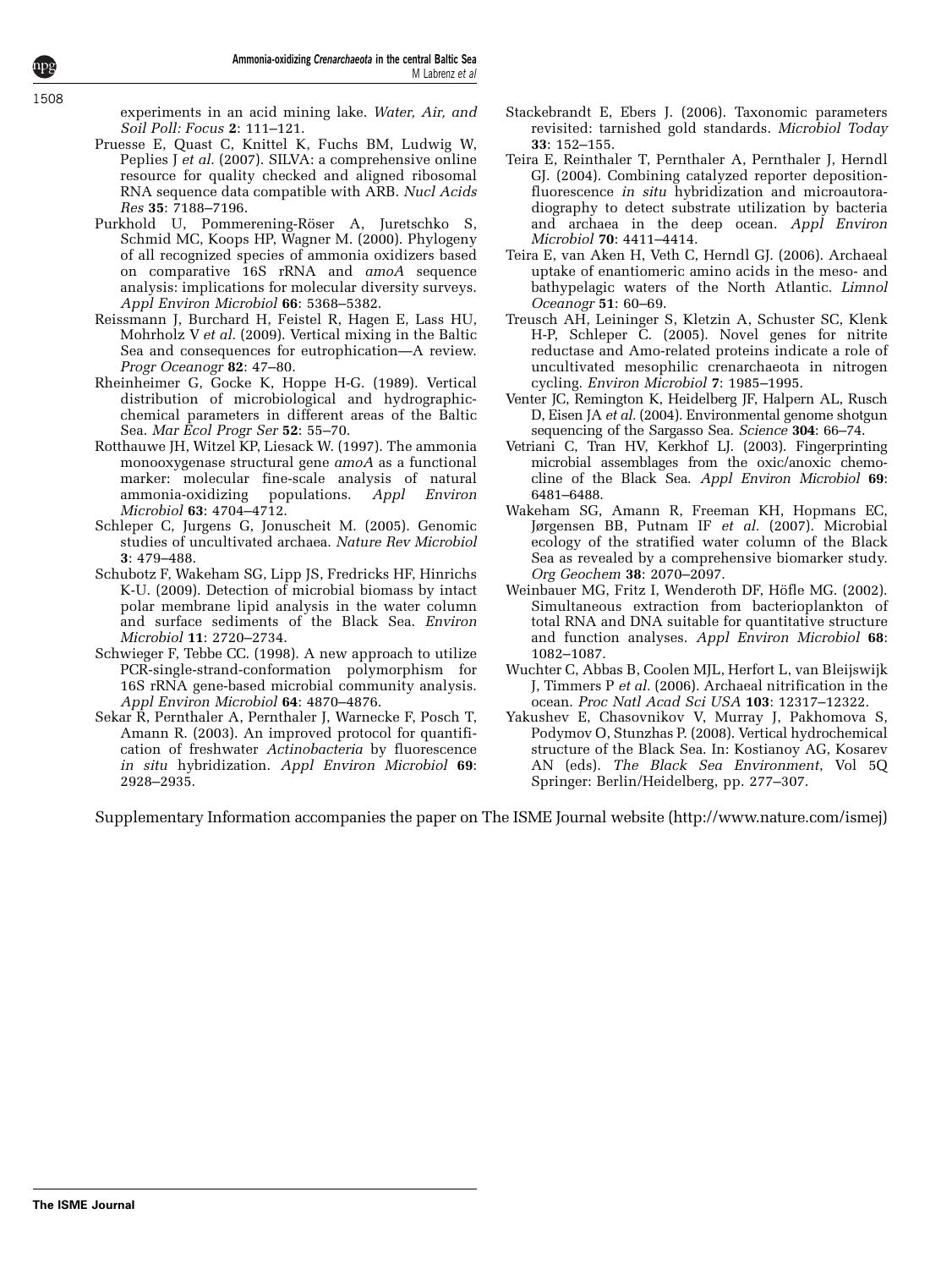experiments in an acid mining lake. *Water, Air, and Soil Poll: Focus* **2**: 111–121.

Pruesse E, Quast C, Knittel K, Fuchs BM, Ludwig W, Peplies J *et al.* (2007). SILVA: a comprehensive online resource for quality checked and aligned ribosomal RNA sequence data compatible with ARB. *Nucl Acids Res* **35**: 7188–7196.

Purkhold U, Pommerening-Röser A, Juretschko S, Schmid MC, Koops HP, Wagner M. (2000). Phylogeny of all recognized species of ammonia oxidizers based on comparative 16S rRNA and *amoA* sequence analysis: implications for molecular diversity surveys. *Appl Environ Microbiol* **66**: 5368–5382.

Reissmann J, Burchard H, Feistel R, Hagen E, Lass HU, Mohrholz V *et al.* (2009). Vertical mixing in the Baltic Sea and consequences for eutrophication—A review. *Progr Oceanogr* **82**: 47–80.

Rheinheimer G, Gocke K, Hoppe H-G. (1989). Vertical distribution of microbiological and hydrographic-chemical parameters in different areas of the Baltic Sea. *Mar Ecol Progr Ser* **52**: 55–70.

Rotthauwe JH, Witzel KP, Liesack W. (1997). The ammonia monooxygenase structural gene *amoA* as a functional marker: molecular fine-scale analysis of natural ammonia-oxidizing populations. *Appl Environ Microbiol* **63**: 4704–4712.

Schleper C, Jurgens G, Jonuscheit M. (2005). Genomic studies of uncultivated archaea. *Nature Rev Microbiol* **3**: 479–488.

Schubotz F, Wakeham SG, Lipp JS, Fredricks HF, Hinrichs K-U. (2009). Detection of microbial biomass by intact polar membrane lipid analysis in the water column and surface sediments of the Black Sea. *Environ Microbiol* **11**: 2720–2734.

Schwieger F, Tebbe CC. (1998). A new approach to utilize PCR-single-strand-conformation polymorphism for 16S rRNA gene-based microbial community analysis. *Appl Environ Microbiol* **64**: 4870–4876.

Sekar R, Pernthaler A, Pernthaler J, Warnecke F, Posch T, Amann R. (2003). An improved protocol for quantification of freshwater *Actinobacteria* by fluorescence *in situ* hybridization. *Appl Environ Microbiol* **69**: 2928–2935.

Stackebrandt E, Ebers J. (2006). Taxonomic parameters revisited: tarnished gold standards. *Microbiol Today* **33**: 152–155.

Teira E, Reinthaler T, Pernthaler A, Pernthaler J, Herndl GJ. (2004). Combining catalyzed reporter deposition-fluorescence *in situ* hybridization and microautoradiography to detect substrate utilization by bacteria and archaea in the deep ocean. *Appl Environ Microbiol* **70**: 4411–4414.

Teira E, van Aken H, Veth C, Herndl GJ. (2006). Archaeal uptake of enantiomeric amino acids in the meso- and bathypelagic waters of the North Atlantic. *Limnol Oceanogr* **51**: 60–69.

Treusch AH, Leininger S, Kletzin A, Schuster SC, Klenk H-P, Schleper C. (2005). Novel genes for nitrite reductase and Amo-related proteins indicate a role of uncultivated mesophilic crenarchaeota in nitrogen cycling. *Environ Microbiol* **7**: 1985–1995.

Venter JC, Remington K, Heidelberg JF, Halpern AL, Rusch D, Eisen JA *et al.* (2004). Environmental genome shotgun sequencing of the Sargasso Sea. *Science* **304**: 66–74.

Vetriani C, Tran HV, Kerkhof LJ. (2003). Fingerprinting microbial assemblages from the oxic/anoxic chemocline of the Black Sea. *Appl Environ Microbiol* **69**: 6481–6488.

Wakeham SG, Amann R, Freeman KH, Hopmans EC, Jørgensen BB, Putnam IF *et al.* (2007). Microbial ecology of the stratified water column of the Black Sea as revealed by a comprehensive biomarker study. *Org Geochem* **38**: 2070–2097.

Weinbauer MG, Fritz I, Wenderoth DF, Höfle MG. (2002). Simultaneous extraction from bacterioplankton of total RNA and DNA suitable for quantitative structure and function analyses. *Appl Environ Microbiol* **68**: 1082–1087.

Wuchter C, Abbas B, Coolen MJL, Herfort L, van Bleijswijk J, Timmers P *et al.* (2006). Archaeal nitrification in the ocean. *Proc Natl Acad Sci USA* **103**: 12317–12322.

Yakushev E, Chasovnikov V, Murray J, Pakhomova S, Podymov O, Stunzhas P. (2008). Vertical hydrochemical structure of the Black Sea. In: Kostianoy AG, Kosarev AN (eds). *The Black Sea Environment*, Vol 5Q Springer: Berlin/Heidelberg, pp. 277–307.

Supplementary Information accompanies the paper on The ISME Journal website (http://www.nature.com/ismej)